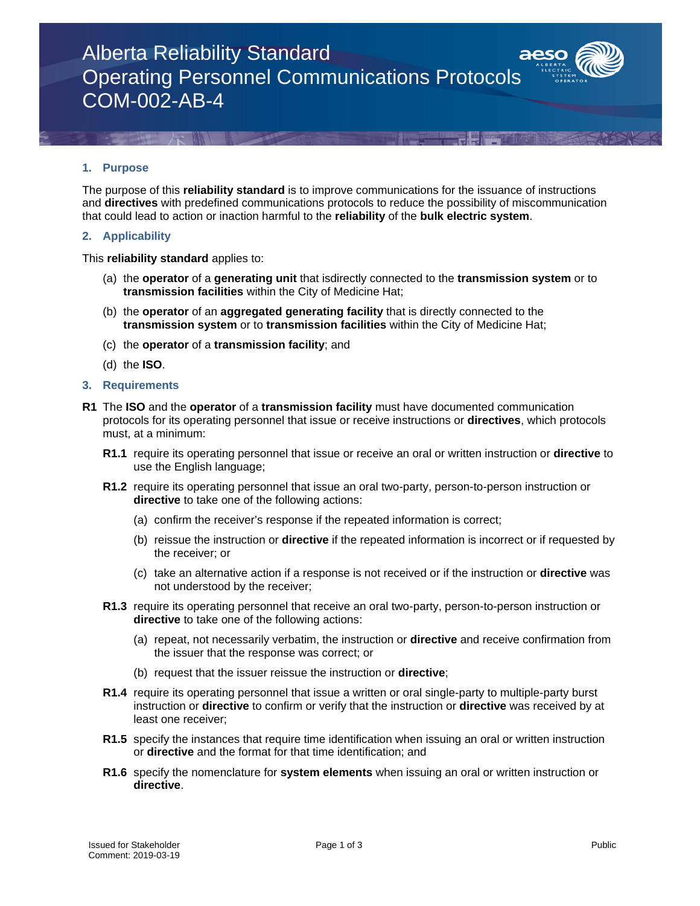# Alberta Reliability Standard
# Operating Personnel Communications Protocols
# COM-002-AB-4

## 1. Purpose

The purpose of this **reliability standard** is to improve communications for the issuance of instructions and **directives** with predefined communications protocols to reduce the possibility of miscommunication that could lead to action or inaction harmful to the **reliability** of the **bulk electric system**.

## 2. Applicability

This **reliability standard** applies to:

(a) the **operator** of a **generating unit** that isdirectly connected to the **transmission system** or to **transmission facilities** within the City of Medicine Hat;

(b) the **operator** of an **aggregated generating facility** that is directly connected to the **transmission system** or to **transmission facilities** within the City of Medicine Hat;

(c) the **operator** of a **transmission facility**; and

(d) the **ISO**.

## 3. Requirements

**R1** The **ISO** and the **operator** of a **transmission facility** must have documented communication protocols for its operating personnel that issue or receive instructions or **directives**, which protocols must, at a minimum:

**R1.1** require its operating personnel that issue or receive an oral or written instruction or **directive** to use the English language;

**R1.2** require its operating personnel that issue an oral two-party, person-to-person instruction or **directive** to take one of the following actions:

(a) confirm the receiver's response if the repeated information is correct;

(b) reissue the instruction or **directive** if the repeated information is incorrect or if requested by the receiver; or

(c) take an alternative action if a response is not received or if the instruction or **directive** was not understood by the receiver;

**R1.3** require its operating personnel that receive an oral two-party, person-to-person instruction or **directive** to take one of the following actions:

(a) repeat, not necessarily verbatim, the instruction or **directive** and receive confirmation from the issuer that the response was correct; or

(b) request that the issuer reissue the instruction or **directive**;

**R1.4** require its operating personnel that issue a written or oral single-party to multiple-party burst instruction or **directive** to confirm or verify that the instruction or **directive** was received by at least one receiver;

**R1.5** specify the instances that require time identification when issuing an oral or written instruction or **directive** and the format for that time identification; and

**R1.6** specify the nomenclature for **system elements** when issuing an oral or written instruction or **directive**.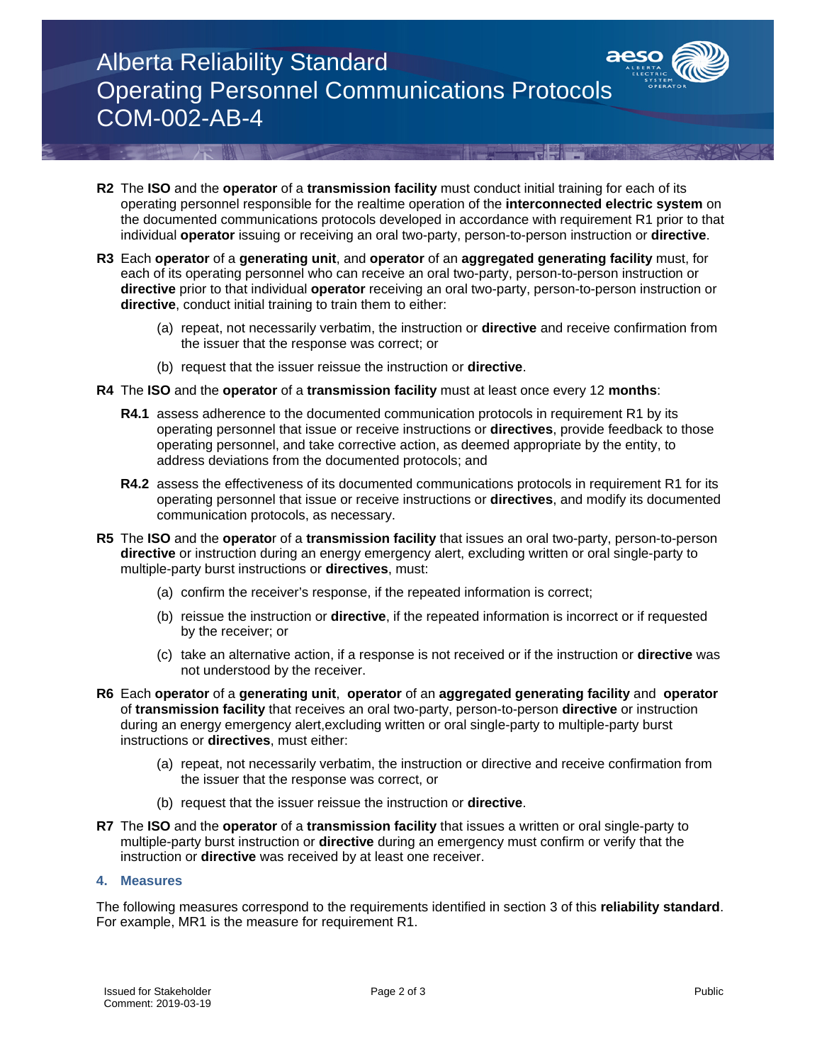**R2** The **ISO** and the **operator** of a **transmission facility** must conduct initial training for each of its operating personnel responsible for the realtime operation of the **interconnected electric system** on the documented communications protocols developed in accordance with requirement R1 prior to that individual **operator** issuing or receiving an oral two-party, person-to-person instruction or **directive**.

**R3** Each **operator** of a **generating unit**, and **operator** of an **aggregated generating facility** must, for each of its operating personnel who can receive an oral two-party, person-to-person instruction or **directive** prior to that individual **operator** receiving an oral two-party, person-to-person instruction or **directive**, conduct initial training to train them to either:

(a) repeat, not necessarily verbatim, the instruction or **directive** and receive confirmation from the issuer that the response was correct; or

(b) request that the issuer reissue the instruction or **directive**.

**R4** The **ISO** and the **operator** of a **transmission facility** must at least once every 12 **months**:

**R4.1** assess adherence to the documented communication protocols in requirement R1 by its operating personnel that issue or receive instructions or **directives**, provide feedback to those operating personnel, and take corrective action, as deemed appropriate by the entity, to address deviations from the documented protocols; and

**R4.2** assess the effectiveness of its documented communications protocols in requirement R1 for its operating personnel that issue or receive instructions or **directives**, and modify its documented communication protocols, as necessary.

**R5** The **ISO** and the **operato**r of a **transmission facility** that issues an oral two-party, person-to-person **directive** or instruction during an energy emergency alert, excluding written or oral single-party to multiple-party burst instructions or **directives**, must:

(a) confirm the receiver's response, if the repeated information is correct;

(b) reissue the instruction or **directive**, if the repeated information is incorrect or if requested by the receiver; or

(c) take an alternative action, if a response is not received or if the instruction or **directive** was not understood by the receiver.

**R6** Each **operator** of a **generating unit**, **operator** of an **aggregated generating facility** and **operator** of **transmission facility** that receives an oral two-party, person-to-person **directive** or instruction during an energy emergency alert,excluding written or oral single-party to multiple-party burst instructions or **directives**, must either:

(a) repeat, not necessarily verbatim, the instruction or directive and receive confirmation from the issuer that the response was correct, or

(b) request that the issuer reissue the instruction or **directive**.

**R7** The **ISO** and the **operator** of a **transmission facility** that issues a written or oral single-party to multiple-party burst instruction or **directive** during an emergency must confirm or verify that the instruction or **directive** was received by at least one receiver.

## 4. Measures

The following measures correspond to the requirements identified in section 3 of this **reliability standard**. For example, MR1 is the measure for requirement R1.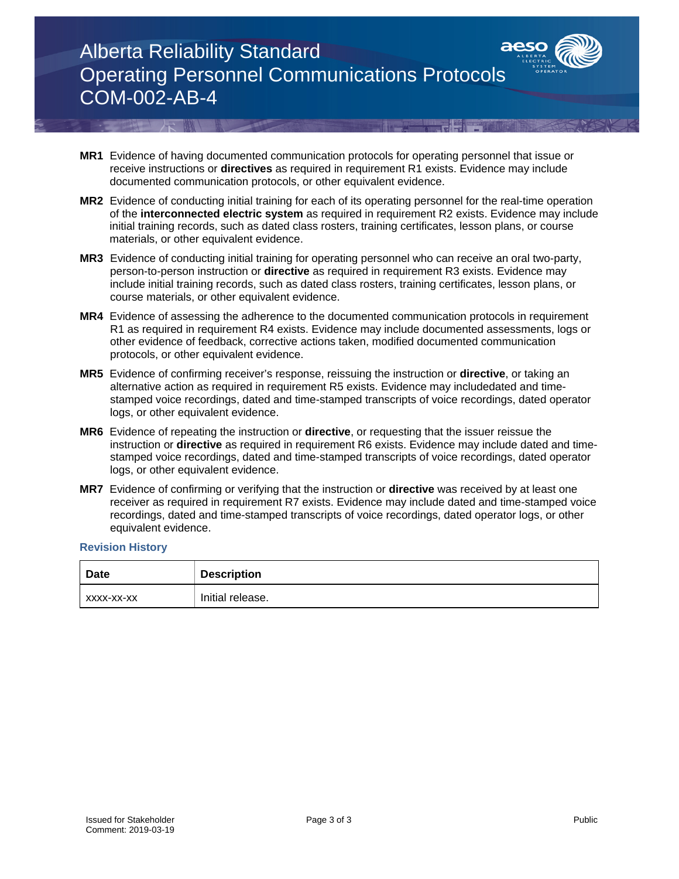**MR1** Evidence of having documented communication protocols for operating personnel that issue or receive instructions or **directives** as required in requirement R1 exists. Evidence may include documented communication protocols, or other equivalent evidence.

**MR2** Evidence of conducting initial training for each of its operating personnel for the real-time operation of the **interconnected electric system** as required in requirement R2 exists. Evidence may include initial training records, such as dated class rosters, training certificates, lesson plans, or course materials, or other equivalent evidence.

**MR3** Evidence of conducting initial training for operating personnel who can receive an oral two-party, person-to-person instruction or **directive** as required in requirement R3 exists. Evidence may include initial training records, such as dated class rosters, training certificates, lesson plans, or course materials, or other equivalent evidence.

**MR4** Evidence of assessing the adherence to the documented communication protocols in requirement R1 as required in requirement R4 exists. Evidence may include documented assessments, logs or other evidence of feedback, corrective actions taken, modified documented communication protocols, or other equivalent evidence.

**MR5** Evidence of confirming receiver's response, reissuing the instruction or **directive**, or taking an alternative action as required in requirement R5 exists. Evidence may includedated and time-stamped voice recordings, dated and time-stamped transcripts of voice recordings, dated operator logs, or other equivalent evidence.

**MR6** Evidence of repeating the instruction or **directive**, or requesting that the issuer reissue the instruction or **directive** as required in requirement R6 exists. Evidence may include dated and time-stamped voice recordings, dated and time-stamped transcripts of voice recordings, dated operator logs, or other equivalent evidence.

**MR7** Evidence of confirming or verifying that the instruction or **directive** was received by at least one receiver as required in requirement R7 exists. Evidence may include dated and time-stamped voice recordings, dated and time-stamped transcripts of voice recordings, dated operator logs, or other equivalent evidence.

## Revision History

| Date | Description |
|---|---|
| xxxx-xx-xx | Initial release. |

Issued for Stakeholder Comment: 2019-03-19

Public